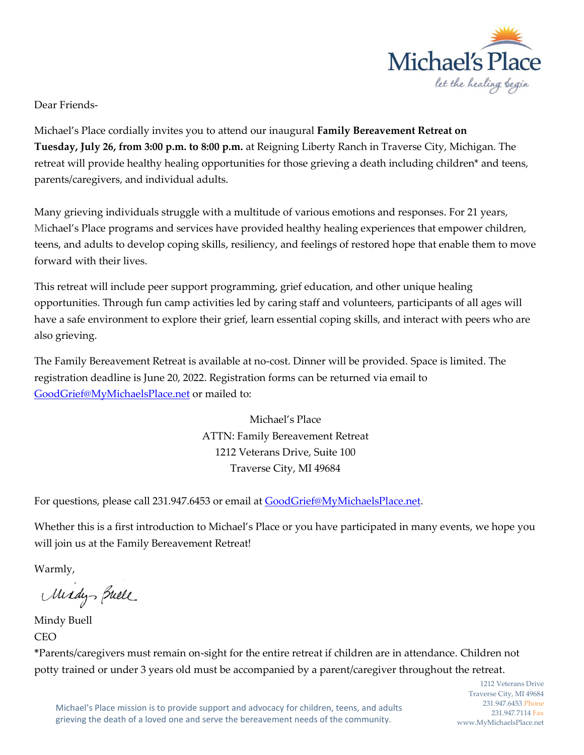Michael's Place
*let the healing begin*

Dear Friends-

Michael's Place cordially invites you to attend our inaugural **Family Bereavement Retreat on Tuesday, July 26, from 3:00 p.m. to 8:00 p.m.** at Reigning Liberty Ranch in Traverse City, Michigan. The retreat will provide healthy healing opportunities for those grieving a death including children* and teens, parents/caregivers, and individual adults.

Many grieving individuals struggle with a multitude of various emotions and responses. For 21 years, Michael's Place programs and services have provided healthy healing experiences that empower children, teens, and adults to develop coping skills, resiliency, and feelings of restored hope that enable them to move forward with their lives.

This retreat will include peer support programming, grief education, and other unique healing opportunities. Through fun camp activities led by caring staff and volunteers, participants of all ages will have a safe environment to explore their grief, learn essential coping skills, and interact with peers who are also grieving.

The Family Bereavement Retreat is available at no-cost. Dinner will be provided. Space is limited. The registration deadline is June 20, 2022. Registration forms can be returned via email to GoodGrief@MyMichaelsPlace.net or mailed to:

Michael's Place
ATTN: Family Bereavement Retreat
1212 Veterans Drive, Suite 100
Traverse City, MI 49684

For questions, please call 231.947.6453 or email at GoodGrief@MyMichaelsPlace.net.

Whether this is a first introduction to Michael's Place or you have participated in many events, we hope you will join us at the Family Bereavement Retreat!

Warmly,

Mindy Buell
CEO

*Parents/caregivers must remain on-sight for the entire retreat if children are in attendance. Children not potty trained or under 3 years old must be accompanied by a parent/caregiver throughout the retreat.

Michael's Place mission is to provide support and advocacy for children, teens, and adults grieving the death of a loved one and serve the bereavement needs of the community.

1212 Veterans Drive
Traverse City, MI 49684
231.947.6453 Phone
231.947.7114 Fax
www.MyMichaelsPlace.net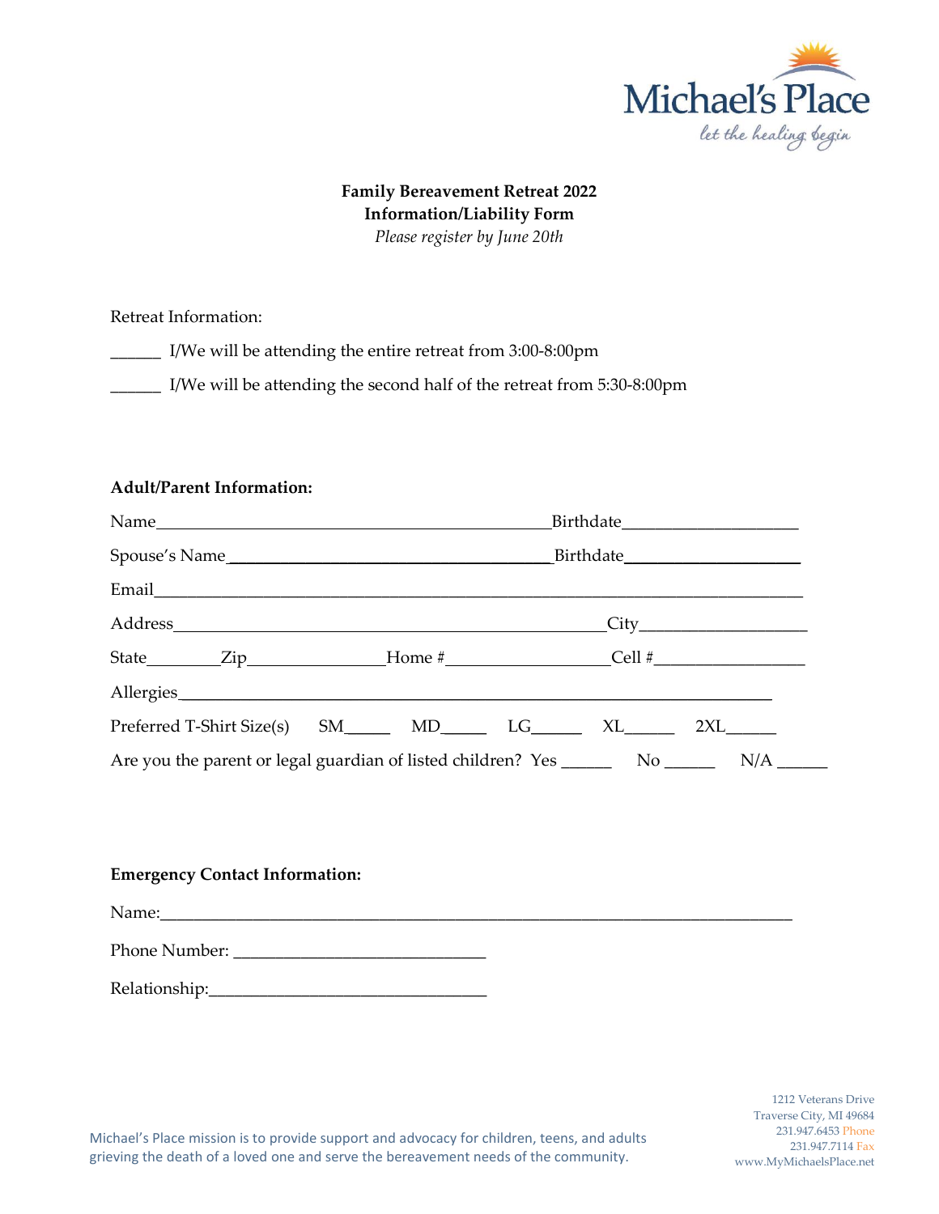Michael's Place
*let the healing begin*

**Family Bereavement Retreat 2022**
**Information/Liability Form**
*Please register by June 20th*

Retreat Information:

______ I/We will be attending the entire retreat from 3:00-8:00pm

______ I/We will be attending the second half of the retreat from 5:30-8:00pm

**Adult/Parent Information:**

Name_____________________________________________Birthdate____________________

Spouse's Name_____________________________________Birthdate____________________

Email___________________________________________________________________________

Address_____________________________________________City__________________

State________Zip_______________Home #__________________Cell #_________________

Allergies_____________________________________________________________________

Preferred T-Shirt Size(s) SM_____ MD_____ LG______ XL______ 2XL______

Are you the parent or legal guardian of listed children? Yes ______ No ______ N/A ______

**Emergency Contact Information:**

Name:__________________________________________________________________________

Phone Number: _____________________________

Relationship:_______________________________

Michael's Place mission is to provide support and advocacy for children, teens, and adults grieving the death of a loved one and serve the bereavement needs of the community.

1212 Veterans Drive
Traverse City, MI 49684
231.947.6453 Phone
231.947.7114 Fax
www.MyMichaelsPlace.net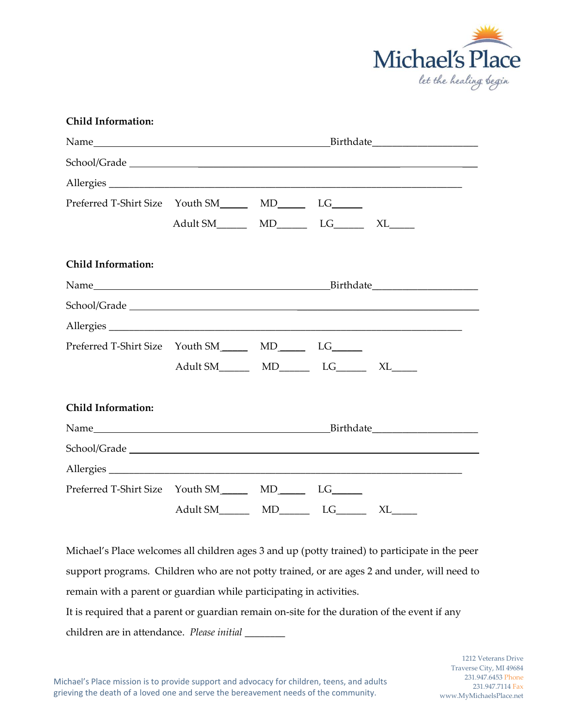Michael's Place
*let the healing begin*

**Child Information:**

Name_______________________________________________Birthdate____________________

School/Grade ________________________________________________________________________

Allergies ___________________________________________________________________

Preferred T-Shirt Size Youth SM_____ MD_____ LG_____

Adult SM______ MD______ LG______ XL_____

**Child Information:**

Name_______________________________________________Birthdate____________________

School/Grade ________________________________________________________________________

Allergies ___________________________________________________________________

Preferred T-Shirt Size Youth SM_____ MD_____ LG_____

Adult SM______ MD______ LG______ XL_____

**Child Information:**

Name_______________________________________________Birthdate____________________

School/Grade ________________________________________________________________________

Allergies ___________________________________________________________________

Preferred T-Shirt Size Youth SM_____ MD_____ LG_____

Adult SM______ MD______ LG______ XL_____

Michael's Place welcomes all children ages 3 and up (potty trained) to participate in the peer support programs. Children who are not potty trained, or are ages 2 and under, will need to remain with a parent or guardian while participating in activities.

It is required that a parent or guardian remain on-site for the duration of the event if any children are in attendance. *Please initial* ________

Michael's Place mission is to provide support and advocacy for children, teens, and adults grieving the death of a loved one and serve the bereavement needs of the community.

1212 Veterans Drive
Traverse City, MI 49684
231.947.6453 Phone
231.947.7114 Fax
www.MyMichaelsPlace.net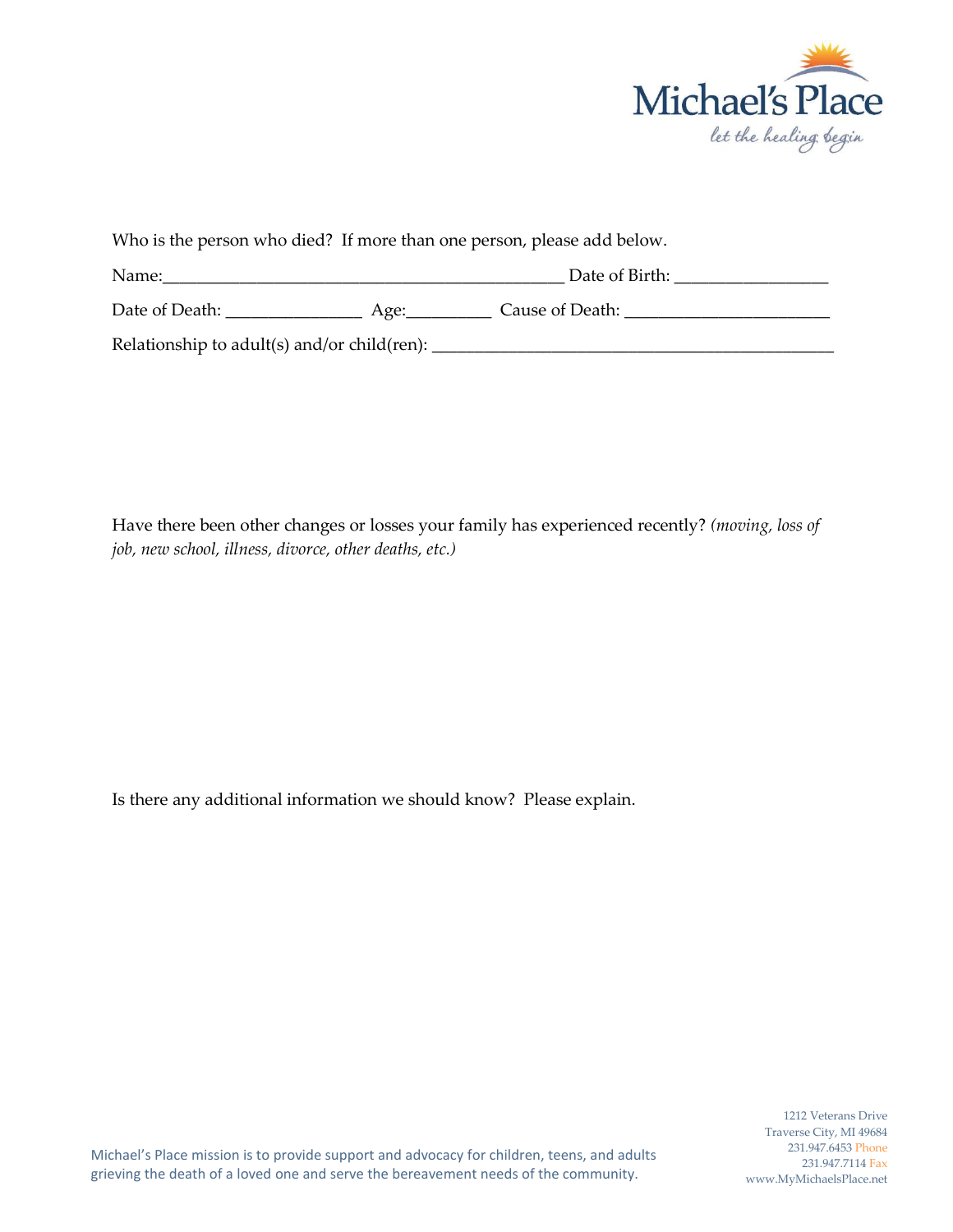Who is the person who died? If more than one person, please add below.

Name:\_\_\_\_\_\_\_\_\_\_\_\_\_\_\_\_\_\_\_\_\_\_\_\_\_\_\_\_\_\_\_\_\_\_\_\_\_\_\_\_\_\_\_\_\_ Date of Birth: \_\_\_\_\_\_\_\_\_\_\_\_\_\_\_\_\_

Date of Death: \_\_\_\_\_\_\_\_\_\_\_\_\_\_\_ Age:\_\_\_\_\_\_\_\_\_ Cause of Death: \_\_\_\_\_\_\_\_\_\_\_\_\_\_\_\_\_\_\_\_\_\_

Relationship to adult(s) and/or child(ren): \_\_\_\_\_\_\_\_\_\_\_\_\_\_\_\_\_\_\_\_\_\_\_\_\_\_\_\_\_\_\_\_\_\_\_\_\_\_\_\_\_\_\_\_\_

Have there been other changes or losses your family has experienced recently? *(moving, loss of job, new school, illness, divorce, other deaths, etc.)*

Is there any additional information we should know? Please explain.

Michael's Place mission is to provide support and advocacy for children, teens, and adults grieving the death of a loved one and serve the bereavement needs of the community.

1212 Veterans Drive
Traverse City, MI 49684
231.947.6453 Phone
231.947.7114 Fax
www.MyMichaelsPlace.net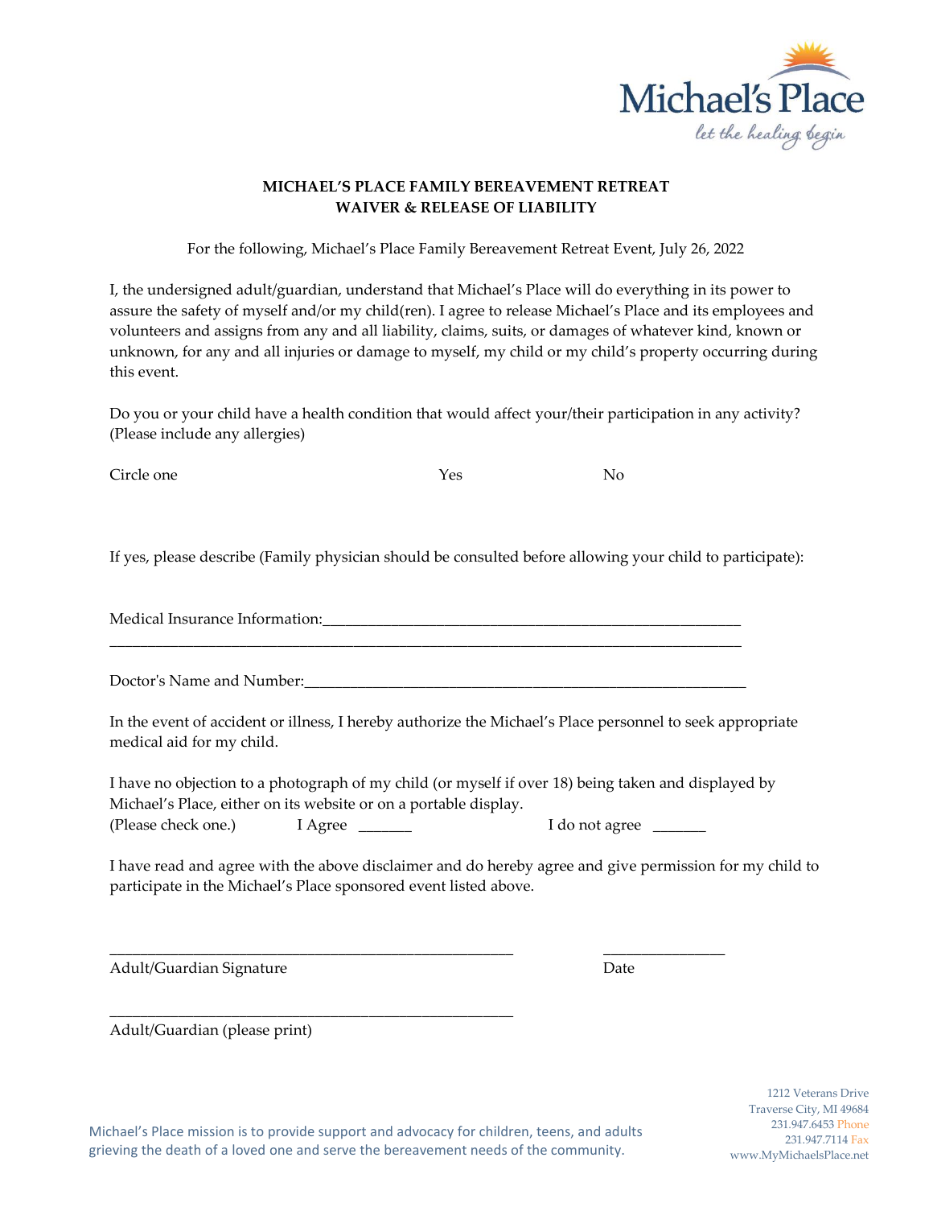Michael's Place

let the healing begin

**MICHAEL'S PLACE FAMILY BEREAVEMENT RETREAT**
**WAIVER & RELEASE OF LIABILITY**

For the following, Michael's Place Family Bereavement Retreat Event, July 26, 2022

I, the undersigned adult/guardian, understand that Michael's Place will do everything in its power to assure the safety of myself and/or my child(ren). I agree to release Michael's Place and its employees and volunteers and assigns from any and all liability, claims, suits, or damages of whatever kind, known or unknown, for any and all injuries or damage to myself, my child or my child's property occurring during this event.

Do you or your child have a health condition that would affect your/their participation in any activity? (Please include any allergies)

Circle one     Yes     No

If yes, please describe (Family physician should be consulted before allowing your child to participate):

Medical Insurance Information:_______________________________________________________
_____________________________________________________________________________________

Doctor's Name and Number:___________________________________________________________

In the event of accident or illness, I hereby authorize the Michael's Place personnel to seek appropriate medical aid for my child.

I have no objection to a photograph of my child (or myself if over 18) being taken and displayed by Michael's Place, either on its website or on a portable display.
(Please check one.)     I Agree _______     I do not agree _______

I have read and agree with the above disclaimer and do hereby agree and give permission for my child to participate in the Michael's Place sponsored event listed above.

_____________________________________________     _______________
Adult/Guardian Signature     Date

_____________________________________________
Adult/Guardian (please print)

Michael's Place mission is to provide support and advocacy for children, teens, and adults grieving the death of a loved one and serve the bereavement needs of the community.

1212 Veterans Drive
Traverse City, MI 49684
231.947.6453 Phone
231.947.7114 Fax
www.MyMichaelsPlace.net